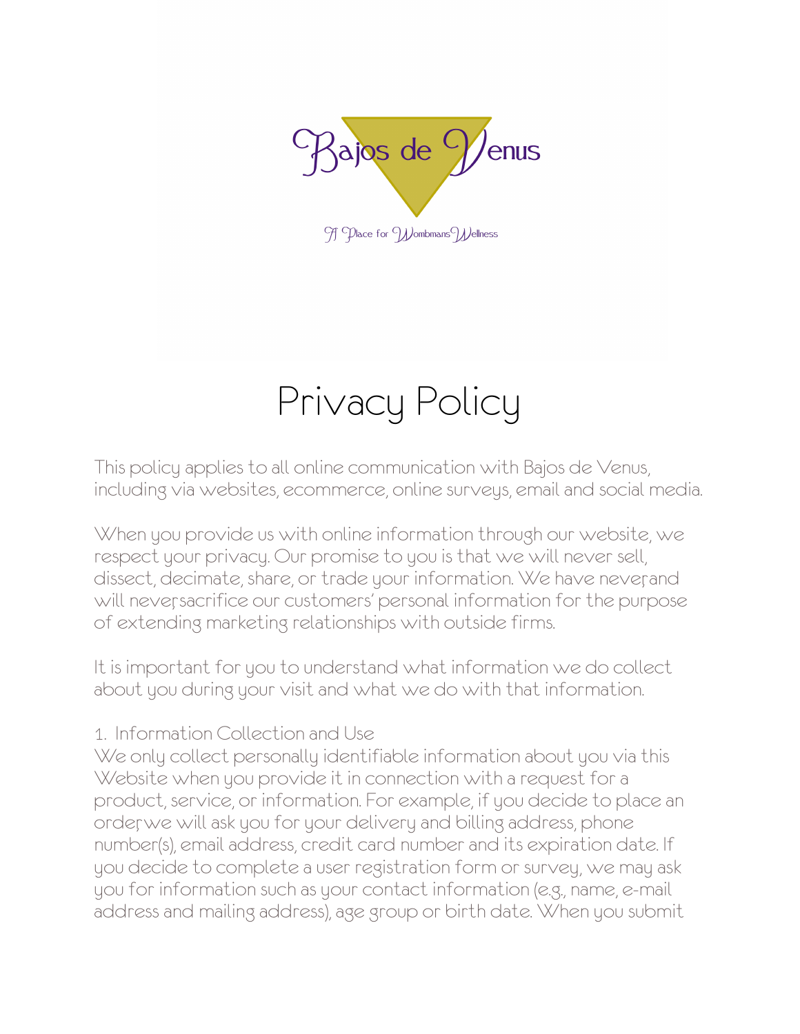Bajos de Venus

A Place for Wombmans Wellness

# Privacy Policy

This policy applies to all online communication with Bajos de Venus, including via websites, ecommerce, online surveys, email and social media.

When you provide us with online information through our website, we respect your privacy. Our promise to you is that we will never sell, dissect, decimate, share, or trade your information. We have never, and will never, sacrifice our customers' personal information for the purpose of extending marketing relationships with outside firms.

It is important for you to understand what information we do collect about you during your visit and what we do with that information.

1. Information Collection and Use

We only collect personally identifiable information about you via this Website when you provide it in connection with a request for a product, service, or information. For example, if you decide to place an order, we will ask you for your delivery and billing address, phone number(s), email address, credit card number and its expiration date. If you decide to complete a user registration form or survey, we may ask you for information such as your contact information (e.g., name, e-mail address and mailing address), age group or birth date. When you submit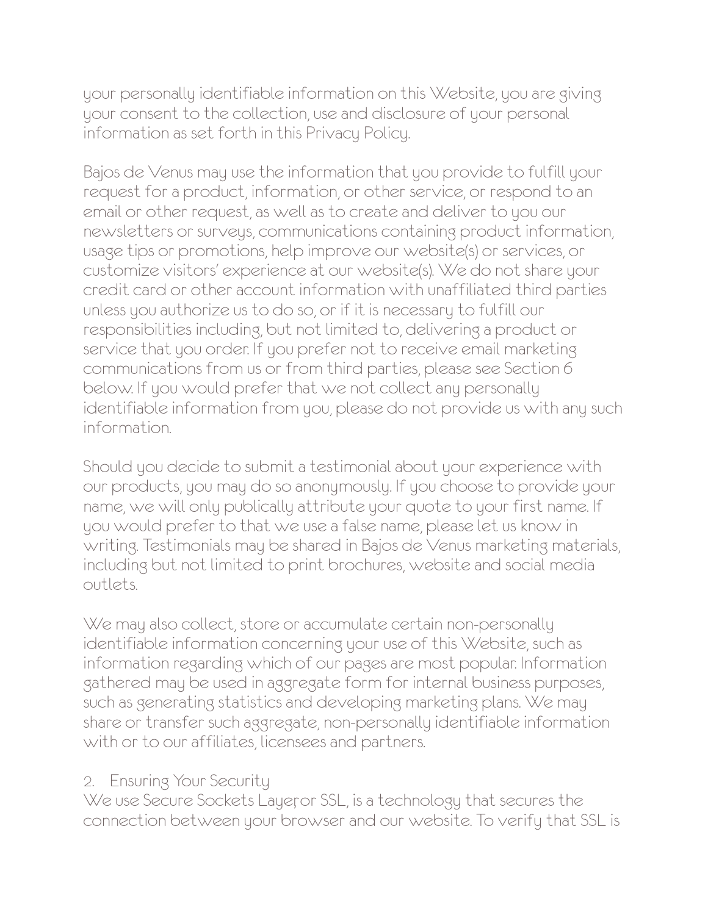your personally identifiable information on this Website, you are giving your consent to the collection, use and disclosure of your personal information as set forth in this Privacy Policy.

Bajos de Venus may use the information that you provide to fulfill your request for a product, information, or other service, or respond to an email or other request, as well as to create and deliver to you our newsletters or surveys, communications containing product information, usage tips or promotions, help improve our website(s) or services, or customize visitors' experience at our website(s). We do not share your credit card or other account information with unaffiliated third parties unless you authorize us to do so, or if it is necessary to fulfill our responsibilities including, but not limited to, delivering a product or service that you order. If you prefer not to receive email marketing communications from us or from third parties, please see Section 6 below. If you would prefer that we not collect any personally identifiable information from you, please do not provide us with any such information.

Should you decide to submit a testimonial about your experience with our products, you may do so anonymously. If you choose to provide your name, we will only publically attribute your quote to your first name. If you would prefer to that we use a false name, please let us know in writing. Testimonials may be shared in Bajos de Venus marketing materials, including but not limited to print brochures, website and social media outlets.

We may also collect, store or accumulate certain non-personally identifiable information concerning your use of this Website, such as information regarding which of our pages are most popular. Information gathered may be used in aggregate form for internal business purposes, such as generating statistics and developing marketing plans. We may share or transfer such aggregate, non-personally identifiable information with or to our affiliates, licensees and partners.

2. Ensuring Your Security

We use Secure Sockets Layer, or SSL, is a technology that secures the connection between your browser and our website. To verify that SSL is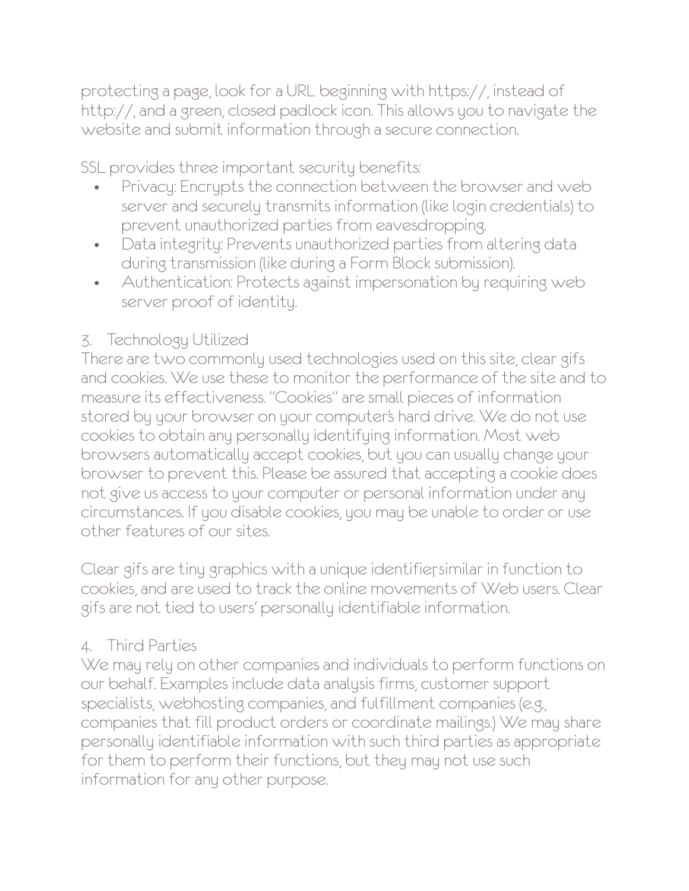protecting a page, look for a URL beginning with https://, instead of http://, and a green, closed padlock icon. This allows you to navigate the website and submit information through a secure connection.

SSL provides three important security benefits:

- Privacy: Encrypts the connection between the browser and web server and securely transmits information (like login credentials) to prevent unauthorized parties from eavesdropping.
- Data integrity: Prevents unauthorized parties from altering data during transmission (like during a Form Block submission).
- Authentication: Protects against impersonation by requiring web server proof of identity.

## 3. Technology Utilized

There are two commonly used technologies used on this site, clear gifs and cookies. We use these to monitor the performance of the site and to measure its effectiveness. "Cookies" are small pieces of information stored by your browser on your computer's hard drive. We do not use cookies to obtain any personally identifying information. Most web browsers automatically accept cookies, but you can usually change your browser to prevent this. Please be assured that accepting a cookie does not give us access to your computer or personal information under any circumstances. If you disable cookies, you may be unable to order or use other features of our sites.

Clear gifs are tiny graphics with a unique identifier, similar in function to cookies, and are used to track the online movements of Web users. Clear gifs are not tied to users' personally identifiable information.

## 4. Third Parties

We may rely on other companies and individuals to perform functions on our behalf. Examples include data analysis firms, customer support specialists, webhosting companies, and fulfillment companies (e.g., companies that fill product orders or coordinate mailings.) We may share personally identifiable information with such third parties as appropriate for them to perform their functions, but they may not use such information for any other purpose.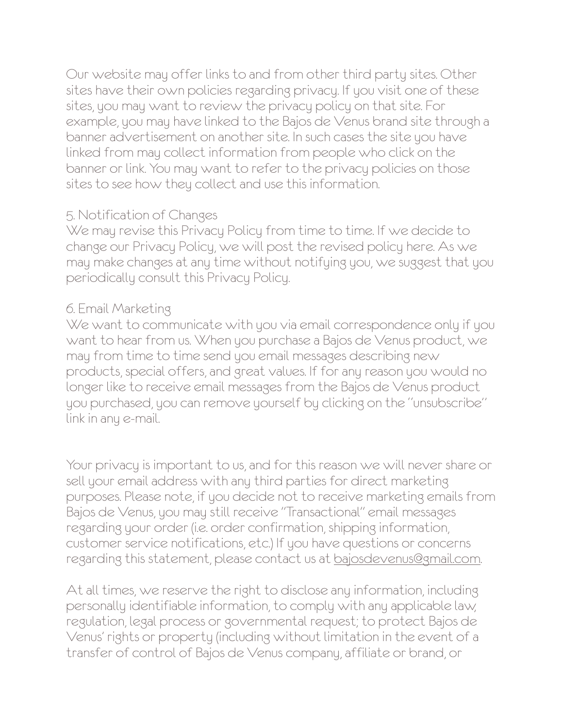Our website may offer links to and from other third party sites. Other sites have their own policies regarding privacy. If you visit one of these sites, you may want to review the privacy policy on that site. For example, you may have linked to the Bajos de Venus brand site through a banner advertisement on another site. In such cases the site you have linked from may collect information from people who click on the banner or link. You may want to refer to the privacy policies on those sites to see how they collect and use this information.

5. Notification of Changes
We may revise this Privacy Policy from time to time. If we decide to change our Privacy Policy, we will post the revised policy here. As we may make changes at any time without notifying you, we suggest that you periodically consult this Privacy Policy.

6. Email Marketing
We want to communicate with you via email correspondence only if you want to hear from us. When you purchase a Bajos de Venus product, we may from time to time send you email messages describing new products, special offers, and great values. If for any reason you would no longer like to receive email messages from the Bajos de Venus product you purchased, you can remove yourself by clicking on the "unsubscribe" link in any e-mail.

Your privacy is important to us, and for this reason we will never share or sell your email address with any third parties for direct marketing purposes. Please note, if you decide not to receive marketing emails from Bajos de Venus, you may still receive "Transactional" email messages regarding your order (i.e. order confirmation, shipping information, customer service notifications, etc.) If you have questions or concerns regarding this statement, please contact us at bajosdevenus@gmail.com.

At all times, we reserve the right to disclose any information, including personally identifiable information, to comply with any applicable law, regulation, legal process or governmental request; to protect Bajos de Venus' rights or property (including without limitation in the event of a transfer of control of Bajos de Venus company, affiliate or brand, or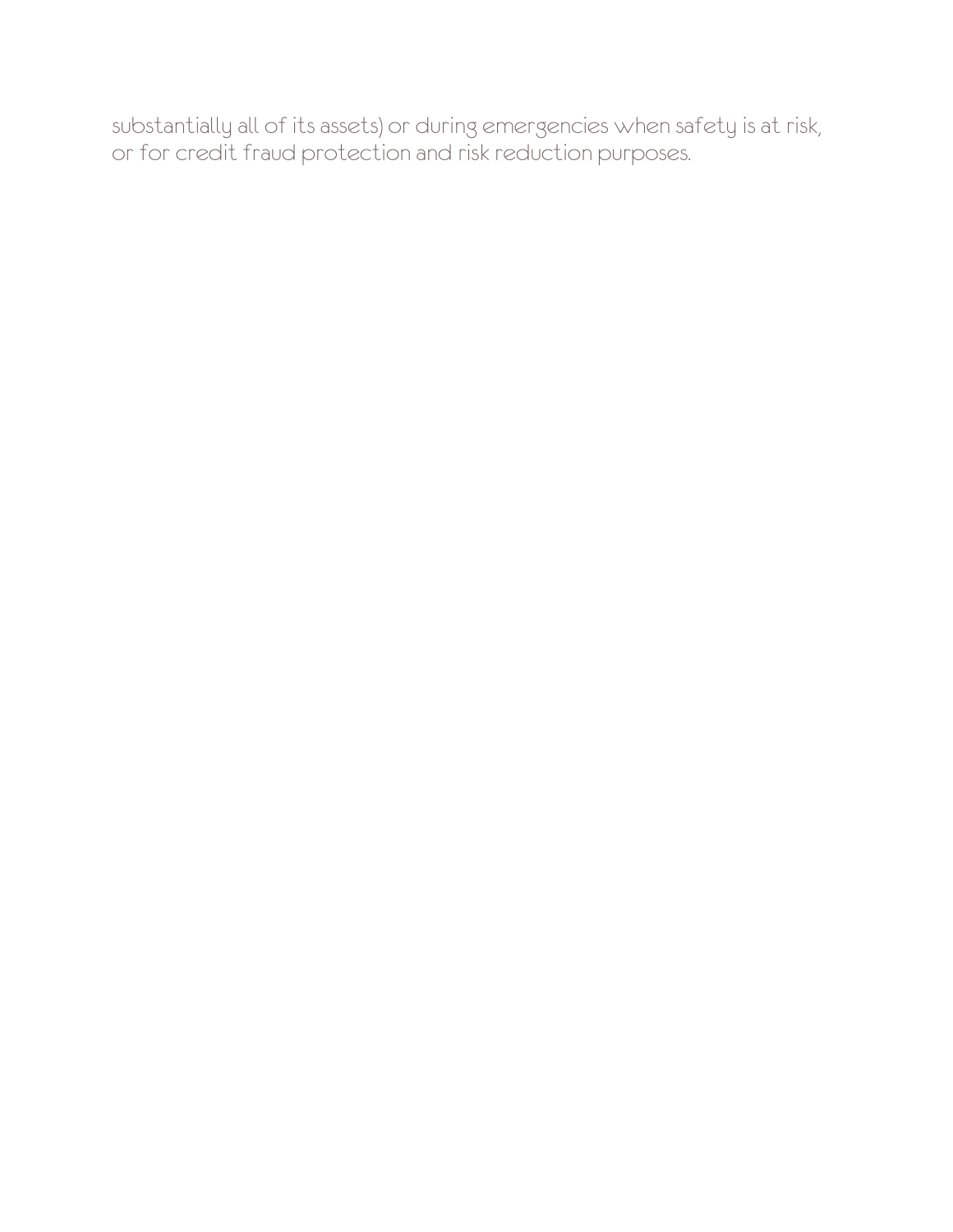substantially all of its assets) or during emergencies when safety is at risk, or for credit fraud protection and risk reduction purposes.